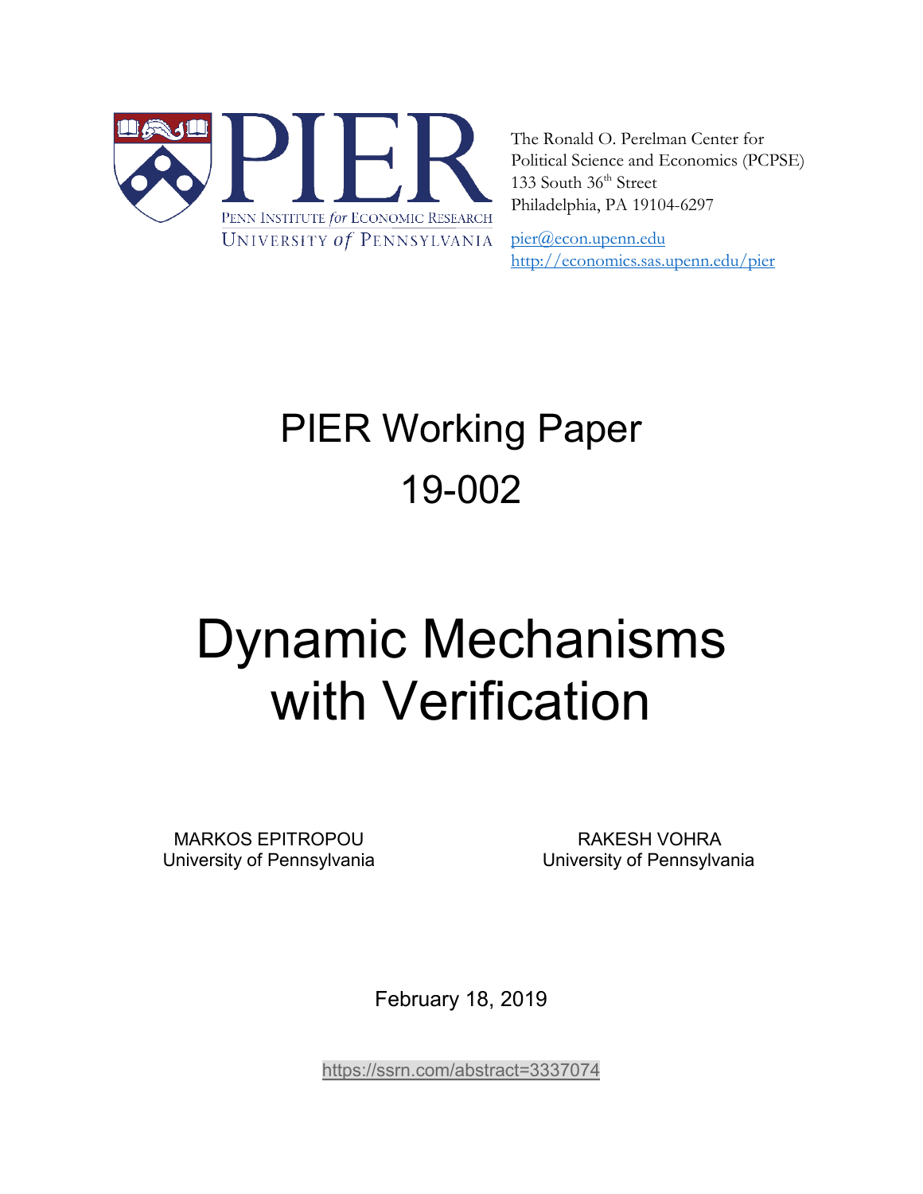PENN INSTITUTE *for* ECONOMIC RESEARCH
UNIVERSITY *of* PENNSYLVANIA

The Ronald O. Perelman Center for
Political Science and Economics (PCPSE)
133 South 36th Street
Philadelphia, PA 19104-6297

pier@econ.upenn.edu
http://economics.sas.upenn.edu/pier

# PIER Working Paper 19-002

# Dynamic Mechanisms with Verification

MARKOS EPITROPOU
University of Pennsylvania

RAKESH VOHRA
University of Pennsylvania

February 18, 2019

https://ssrn.com/abstract=3337074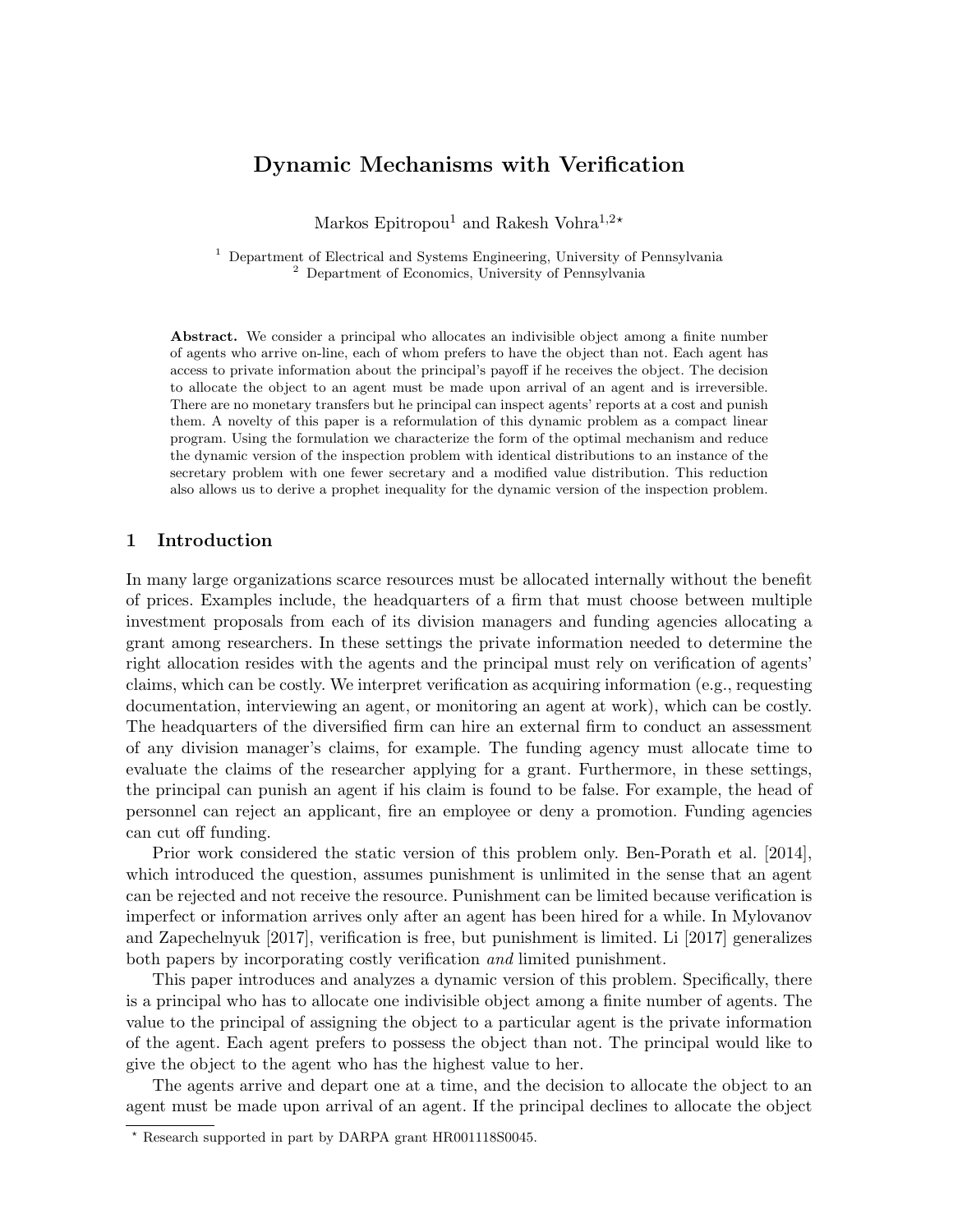# Dynamic Mechanisms with Verification

Markos Epitropou[1] and Rakesh Vohra[1,2*]

[1] Department of Electrical and Systems Engineering, University of Pennsylvania
[2] Department of Economics, University of Pennsylvania

**Abstract.** We consider a principal who allocates an indivisible object among a finite number of agents who arrive on-line, each of whom prefers to have the object than not. Each agent has access to private information about the principal's payoff if he receives the object. The decision to allocate the object to an agent must be made upon arrival of an agent and is irreversible. There are no monetary transfers but he principal can inspect agents' reports at a cost and punish them. A novelty of this paper is a reformulation of this dynamic problem as a compact linear program. Using the formulation we characterize the form of the optimal mechanism and reduce the dynamic version of the inspection problem with identical distributions to an instance of the secretary problem with one fewer secretary and a modified value distribution. This reduction also allows us to derive a prophet inequality for the dynamic version of the inspection problem.

## 1 Introduction

In many large organizations scarce resources must be allocated internally without the benefit of prices. Examples include, the headquarters of a firm that must choose between multiple investment proposals from each of its division managers and funding agencies allocating a grant among researchers. In these settings the private information needed to determine the right allocation resides with the agents and the principal must rely on verification of agents' claims, which can be costly. We interpret verification as acquiring information (e.g., requesting documentation, interviewing an agent, or monitoring an agent at work), which can be costly. The headquarters of the diversified firm can hire an external firm to conduct an assessment of any division manager's claims, for example. The funding agency must allocate time to evaluate the claims of the researcher applying for a grant. Furthermore, in these settings, the principal can punish an agent if his claim is found to be false. For example, the head of personnel can reject an applicant, fire an employee or deny a promotion. Funding agencies can cut off funding.

Prior work considered the static version of this problem only. Ben-Porath et al. [2014], which introduced the question, assumes punishment is unlimited in the sense that an agent can be rejected and not receive the resource. Punishment can be limited because verification is imperfect or information arrives only after an agent has been hired for a while. In Mylovanov and Zapechelnyuk [2017], verification is free, but punishment is limited. Li [2017] generalizes both papers by incorporating costly verification *and* limited punishment.

This paper introduces and analyzes a dynamic version of this problem. Specifically, there is a principal who has to allocate one indivisible object among a finite number of agents. The value to the principal of assigning the object to a particular agent is the private information of the agent. Each agent prefers to possess the object than not. The principal would like to give the object to the agent who has the highest value to her.

The agents arrive and depart one at a time, and the decision to allocate the object to an agent must be made upon arrival of an agent. If the principal declines to allocate the object

* Research supported in part by DARPA grant HR001118S0045.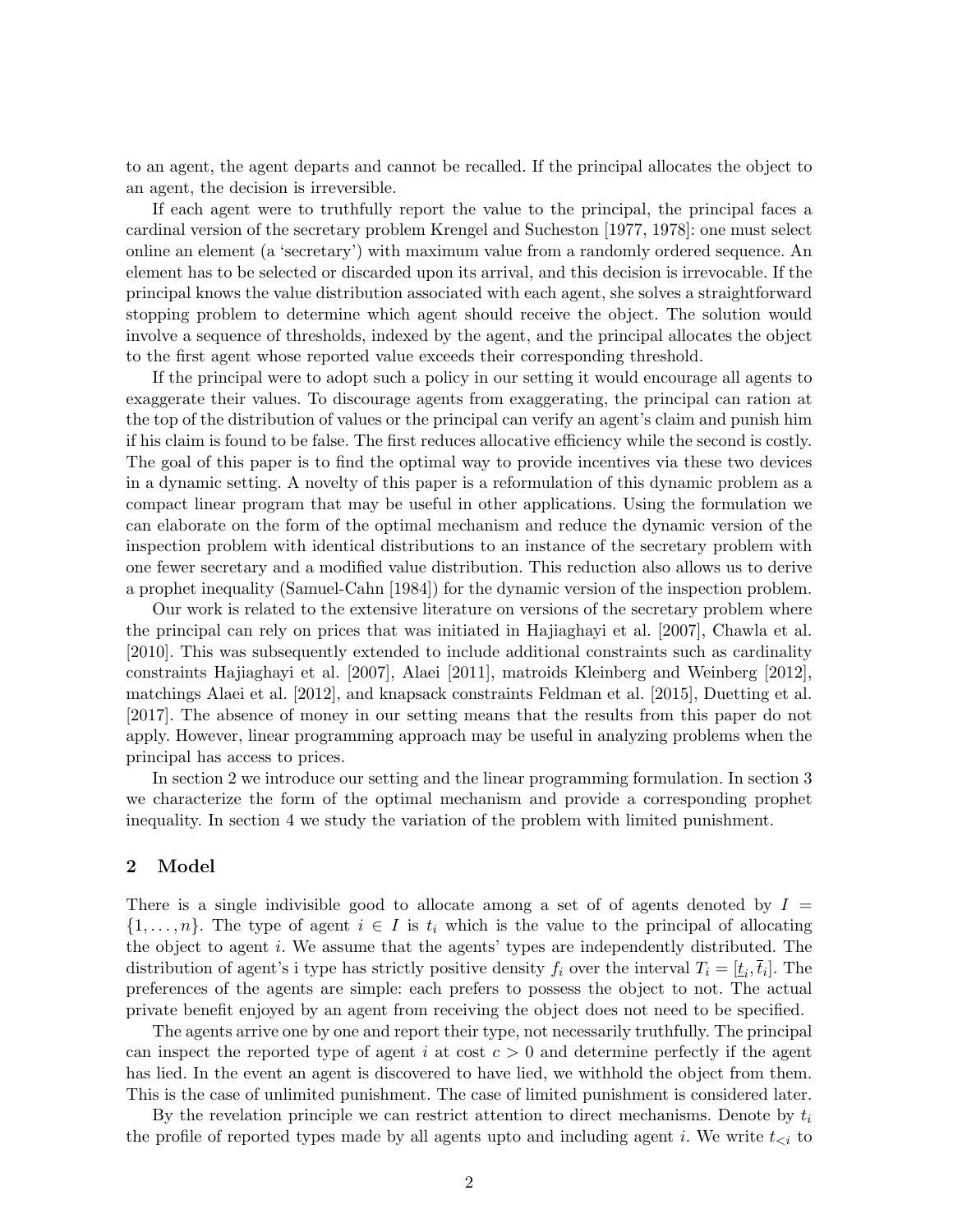to an agent, the agent departs and cannot be recalled. If the principal allocates the object to an agent, the decision is irreversible.

If each agent were to truthfully report the value to the principal, the principal faces a cardinal version of the secretary problem Krengel and Sucheston [1977, 1978]: one must select online an element (a 'secretary') with maximum value from a randomly ordered sequence. An element has to be selected or discarded upon its arrival, and this decision is irrevocable. If the principal knows the value distribution associated with each agent, she solves a straightforward stopping problem to determine which agent should receive the object. The solution would involve a sequence of thresholds, indexed by the agent, and the principal allocates the object to the first agent whose reported value exceeds their corresponding threshold.

If the principal were to adopt such a policy in our setting it would encourage all agents to exaggerate their values. To discourage agents from exaggerating, the principal can ration at the top of the distribution of values or the principal can verify an agent's claim and punish him if his claim is found to be false. The first reduces allocative efficiency while the second is costly. The goal of this paper is to find the optimal way to provide incentives via these two devices in a dynamic setting. A novelty of this paper is a reformulation of this dynamic problem as a compact linear program that may be useful in other applications. Using the formulation we can elaborate on the form of the optimal mechanism and reduce the dynamic version of the inspection problem with identical distributions to an instance of the secretary problem with one fewer secretary and a modified value distribution. This reduction also allows us to derive a prophet inequality (Samuel-Cahn [1984]) for the dynamic version of the inspection problem.

Our work is related to the extensive literature on versions of the secretary problem where the principal can rely on prices that was initiated in Hajiaghayi et al. [2007], Chawla et al. [2010]. This was subsequently extended to include additional constraints such as cardinality constraints Hajiaghayi et al. [2007], Alaei [2011], matroids Kleinberg and Weinberg [2012], matchings Alaei et al. [2012], and knapsack constraints Feldman et al. [2015], Duetting et al. [2017]. The absence of money in our setting means that the results from this paper do not apply. However, linear programming approach may be useful in analyzing problems when the principal has access to prices.

In section 2 we introduce our setting and the linear programming formulation. In section 3 we characterize the form of the optimal mechanism and provide a corresponding prophet inequality. In section 4 we study the variation of the problem with limited punishment.

## 2 Model

There is a single indivisible good to allocate among a set of of agents denoted by $I = \{1, \ldots, n\}$. The type of agent $i \in I$ is $t_i$ which is the value to the principal of allocating the object to agent $i$. We assume that the agents' types are independently distributed. The distribution of agent's i type has strictly positive density $f_i$ over the interval $T_i = [\underline{t}_i, \overline{t}_i]$. The preferences of the agents are simple: each prefers to possess the object to not. The actual private benefit enjoyed by an agent from receiving the object does not need to be specified.

The agents arrive one by one and report their type, not necessarily truthfully. The principal can inspect the reported type of agent $i$ at cost $c > 0$ and determine perfectly if the agent has lied. In the event an agent is discovered to have lied, we withhold the object from them. This is the case of unlimited punishment. The case of limited punishment is considered later.

By the revelation principle we can restrict attention to direct mechanisms. Denote by $t_i$ the profile of reported types made by all agents upto and including agent $i$. We write $t_{<i}$ to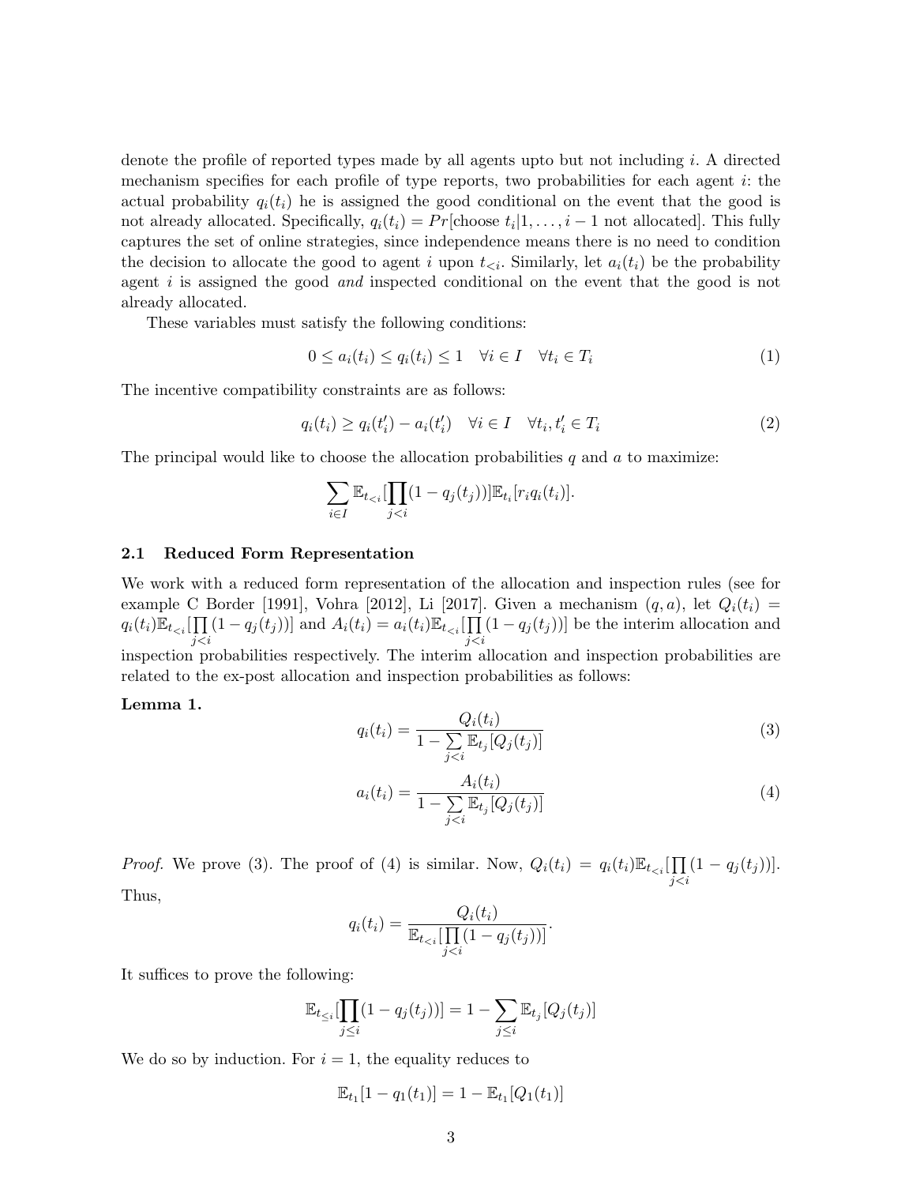denote the profile of reported types made by all agents upto but not including $i$. A directed mechanism specifies for each profile of type reports, two probabilities for each agent $i$: the actual probability $q_i(t_i)$ he is assigned the good conditional on the event that the good is not already allocated. Specifically, $q_i(t_i) = Pr[\text{choose } t_i | 1, \dots, i-1 \text{ not allocated}]$. This fully captures the set of online strategies, since independence means there is no need to condition the decision to allocate the good to agent $i$ upon $t_{<i}$. Similarly, let $a_i(t_i)$ be the probability agent $i$ is assigned the good *and* inspected conditional on the event that the good is not already allocated.

These variables must satisfy the following conditions:

$$0 \le a_i(t_i) \le q_i(t_i) \le 1 \quad \forall i \in I \quad \forall t_i \in T_i \tag{1}$$

The incentive compatibility constraints are as follows:

$$q_i(t_i) \ge q_i(t_i') - a_i(t_i') \quad \forall i \in I \quad \forall t_i, t_i' \in T_i \tag{2}$$

The principal would like to choose the allocation probabilities $q$ and $a$ to maximize:

$$\sum_{i \in I} \mathbb{E}_{t_{<i}}[\prod_{j<i}(1 - q_j(t_j))]\mathbb{E}_{t_i}[r_i q_i(t_i)].$$

### 2.1 Reduced Form Representation

We work with a reduced form representation of the allocation and inspection rules (see for example C Border [1991], Vohra [2012], Li [2017]. Given a mechanism $(q, a)$, let $Q_i(t_i) = q_i(t_i)\mathbb{E}_{t_{<i}}[\prod_{j<i}(1 - q_j(t_j))]$ and $A_i(t_i) = a_i(t_i)\mathbb{E}_{t_{<i}}[\prod_{j<i}(1 - q_j(t_j))]$ be the interim allocation and inspection probabilities respectively. The interim allocation and inspection probabilities are related to the ex-post allocation and inspection probabilities as follows:

**Lemma 1.**

$$q_i(t_i) = \frac{Q_i(t_i)}{1 - \sum_{j<i} \mathbb{E}_{t_j}[Q_j(t_j)]} \tag{3}$$

$$a_i(t_i) = \frac{A_i(t_i)}{1 - \sum_{j<i} \mathbb{E}_{t_j}[Q_j(t_j)]} \tag{4}$$

*Proof.* We prove (3). The proof of (4) is similar. Now, $Q_i(t_i) = q_i(t_i)\mathbb{E}_{t_{<i}}[\prod_{j<i}(1 - q_j(t_j))]$. Thus,

$$q_i(t_i) = \frac{Q_i(t_i)}{\mathbb{E}_{t_{<i}}[\prod_{j<i}(1 - q_j(t_j))]}.$$

It suffices to prove the following:

$$\mathbb{E}_{t_{\le i}}[\prod_{j \le i}(1 - q_j(t_j))] = 1 - \sum_{j \le i} \mathbb{E}_{t_j}[Q_j(t_j)]$$

We do so by induction. For $i = 1$, the equality reduces to

$$\mathbb{E}_{t_1}[1 - q_1(t_1)] = 1 - \mathbb{E}_{t_1}[Q_1(t_1)]$$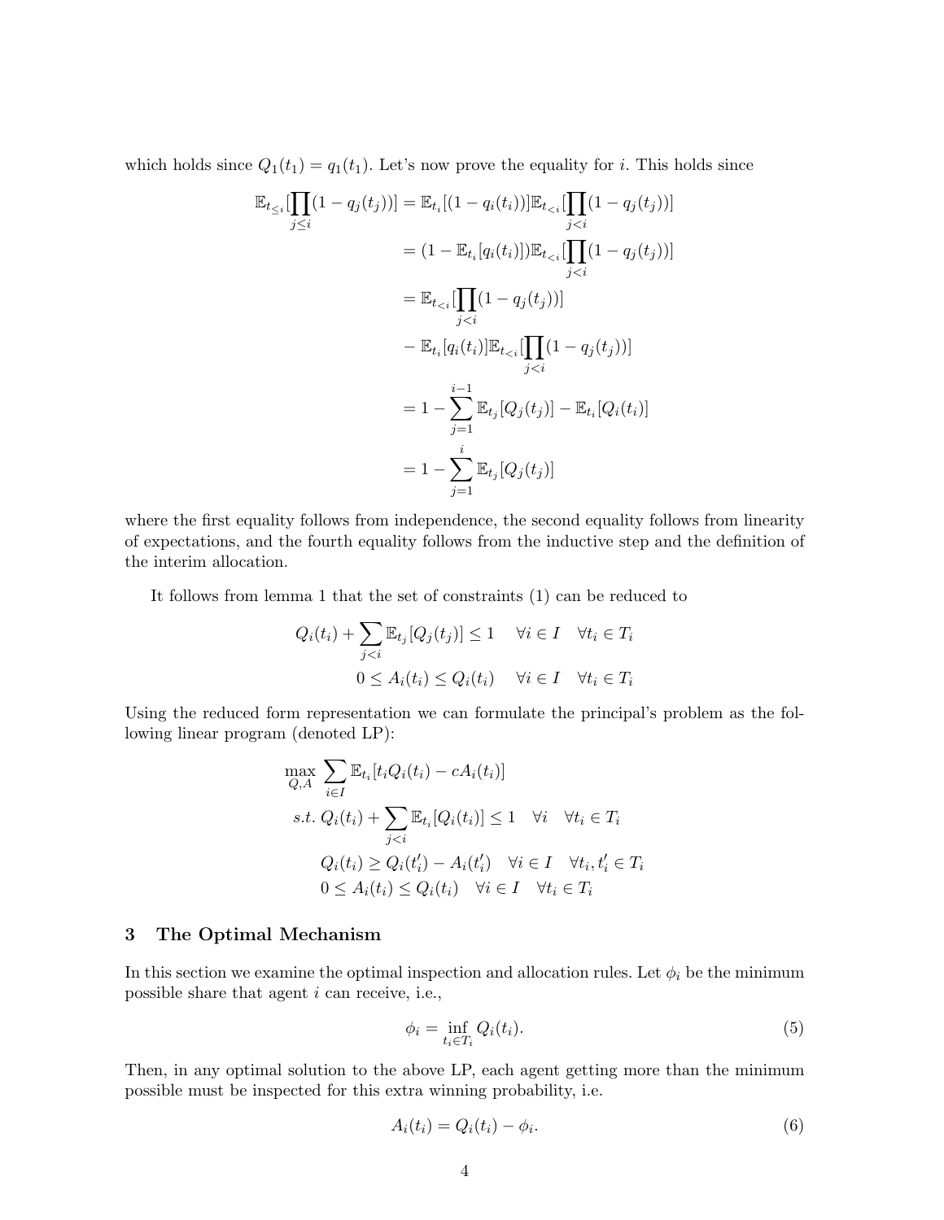which holds since $Q_1(t_1) = q_1(t_1)$. Let's now prove the equality for $i$. This holds since

$$
\begin{aligned}
\mathbb{E}_{t_{\leq i}}[\prod_{j\leq i}(1-q_j(t_j))] &= \mathbb{E}_{t_i}[(1-q_i(t_i))]\mathbb{E}_{t_{<i}}[\prod_{j<i}(1-q_j(t_j))] \\
&= (1-\mathbb{E}_{t_i}[q_i(t_i)])\mathbb{E}_{t_{<i}}[\prod_{j<i}(1-q_j(t_j))] \\
&= \mathbb{E}_{t_{<i}}[\prod_{j<i}(1-q_j(t_j))] \\
&\quad - \mathbb{E}_{t_i}[q_i(t_i)]\mathbb{E}_{t_{<i}}[\prod_{j<i}(1-q_j(t_j))] \\
&= 1-\sum_{j=1}^{i-1}\mathbb{E}_{t_j}[Q_j(t_j)] - \mathbb{E}_{t_i}[Q_i(t_i)] \\
&= 1-\sum_{j=1}^{i}\mathbb{E}_{t_j}[Q_j(t_j)]
\end{aligned}
$$

where the first equality follows from independence, the second equality follows from linearity of expectations, and the fourth equality follows from the inductive step and the definition of the interim allocation.

It follows from lemma 1 that the set of constraints (1) can be reduced to

$$
\begin{aligned}
Q_i(t_i) + \sum_{j<i}\mathbb{E}_{t_j}[Q_j(t_j)] \leq 1 \quad &\forall i \in I \quad \forall t_i \in T_i \\
0 \leq A_i(t_i) \leq Q_i(t_i) \quad &\forall i \in I \quad \forall t_i \in T_i
\end{aligned}
$$

Using the reduced form representation we can formulate the principal's problem as the following linear program (denoted LP):

$$
\begin{aligned}
\max_{Q,A} \; & \sum_{i\in I}\mathbb{E}_{t_i}[t_iQ_i(t_i) - cA_i(t_i)] \\
s.t. \; & Q_i(t_i) + \sum_{j<i}\mathbb{E}_{t_i}[Q_i(t_i)] \leq 1 \quad \forall i \quad \forall t_i \in T_i \\
& Q_i(t_i) \geq Q_i(t_i') - A_i(t_i') \quad \forall i \in I \quad \forall t_i, t_i' \in T_i \\
& 0 \leq A_i(t_i) \leq Q_i(t_i) \quad \forall i \in I \quad \forall t_i \in T_i
\end{aligned}
$$

## 3 The Optimal Mechanism

In this section we examine the optimal inspection and allocation rules. Let $\phi_i$ be the minimum possible share that agent $i$ can receive, i.e.,

$$
\phi_i = \inf_{t_i \in T_i} Q_i(t_i). \tag{5}
$$

Then, in any optimal solution to the above LP, each agent getting more than the minimum possible must be inspected for this extra winning probability, i.e.

$$
A_i(t_i) = Q_i(t_i) - \phi_i. \tag{6}
$$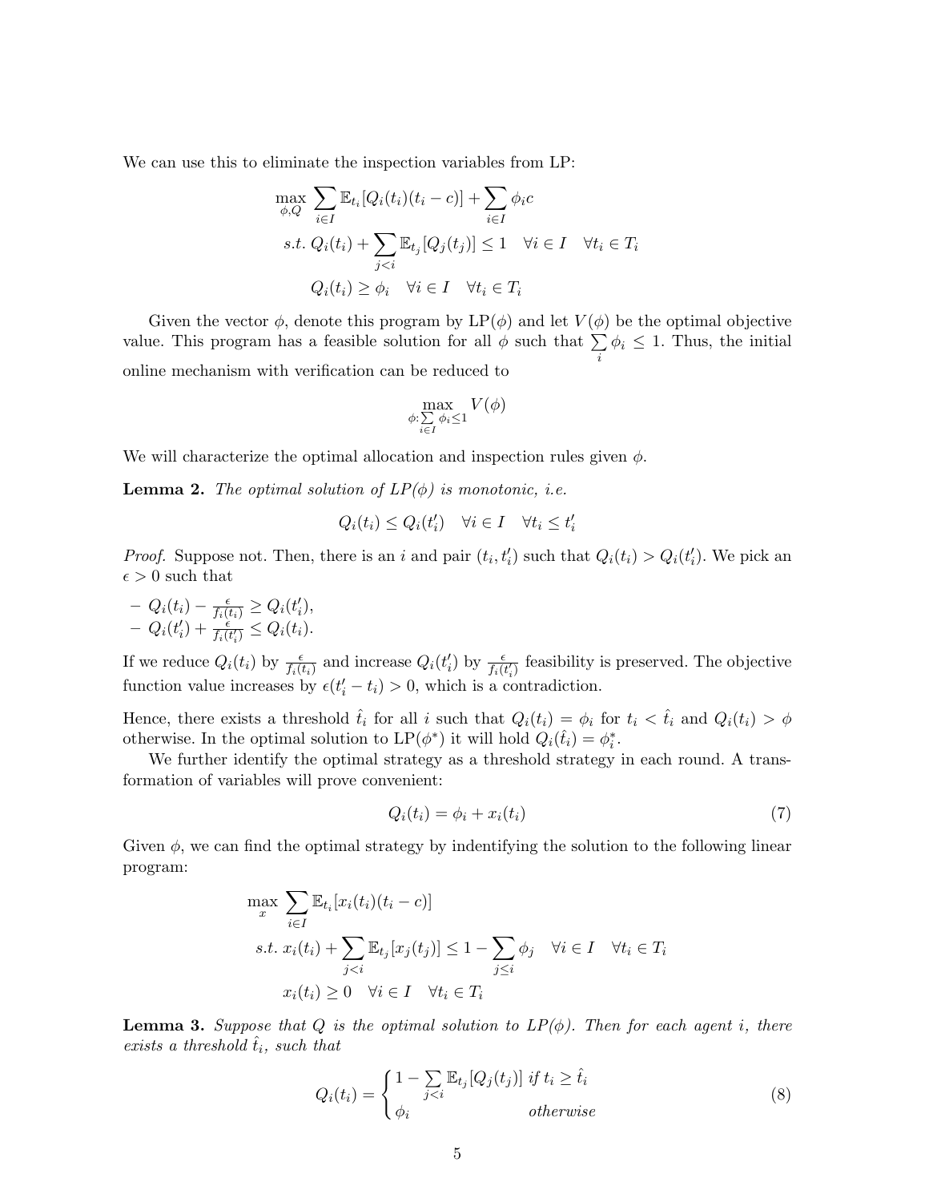We can use this to eliminate the inspection variables from LP:

$$\max_{\phi,Q} \sum_{i\in I} \mathbb{E}_{t_i}[Q_i(t_i)(t_i - c)] + \sum_{i\in I} \phi_i c$$
$$s.t.\ Q_i(t_i) + \sum_{j<i} \mathbb{E}_{t_j}[Q_j(t_j)] \leq 1 \quad \forall i \in I \quad \forall t_i \in T_i$$
$$Q_i(t_i) \geq \phi_i \quad \forall i \in I \quad \forall t_i \in T_i$$

Given the vector $\phi$, denote this program by LP($\phi$) and let $V(\phi)$ be the optimal objective value. This program has a feasible solution for all $\phi$ such that $\sum_i \phi_i \leq 1$. Thus, the initial online mechanism with verification can be reduced to

$$\max_{\phi:\sum_{i\in I}\phi_i\leq 1} V(\phi)$$

We will characterize the optimal allocation and inspection rules given $\phi$.

**Lemma 2.** *The optimal solution of LP($\phi$) is monotonic, i.e.*

$$Q_i(t_i) \leq Q_i(t_i') \quad \forall i \in I \quad \forall t_i \leq t_i'$$

*Proof.* Suppose not. Then, there is an $i$ and pair $(t_i, t_i')$ such that $Q_i(t_i) > Q_i(t_i')$. We pick an $\epsilon > 0$ such that

- $Q_i(t_i) - \frac{\epsilon}{f_i(t_i)} \geq Q_i(t_i')$,
- $Q_i(t_i') + \frac{\epsilon}{f_i(t_i')} \leq Q_i(t_i)$.

If we reduce $Q_i(t_i)$ by $\frac{\epsilon}{f_i(t_i)}$ and increase $Q_i(t_i')$ by $\frac{\epsilon}{f_i(t_i')}$ feasibility is preserved. The objective function value increases by $\epsilon(t_i' - t_i) > 0$, which is a contradiction.

Hence, there exists a threshold $\hat{t}_i$ for all $i$ such that $Q_i(t_i) = \phi_i$ for $t_i < \hat{t}_i$ and $Q_i(t_i) > \phi$ otherwise. In the optimal solution to LP($\phi^*$) it will hold $Q_i(\hat{t}_i) = \phi_i^*$.

We further identify the optimal strategy as a threshold strategy in each round. A transformation of variables will prove convenient:

$$Q_i(t_i) = \phi_i + x_i(t_i) \tag{7}$$

Given $\phi$, we can find the optimal strategy by indentifying the solution to the following linear program:

$$\max_{x} \sum_{i\in I} \mathbb{E}_{t_i}[x_i(t_i)(t_i - c)]$$
$$s.t.\ x_i(t_i) + \sum_{j<i} \mathbb{E}_{t_j}[x_j(t_j)] \leq 1 - \sum_{j\leq i} \phi_j \quad \forall i \in I \quad \forall t_i \in T_i$$
$$x_i(t_i) \geq 0 \quad \forall i \in I \quad \forall t_i \in T_i$$

**Lemma 3.** *Suppose that $Q$ is the optimal solution to LP($\phi$). Then for each agent $i$, there exists a threshold $\hat{t}_i$, such that*

$$Q_i(t_i) = \begin{cases} 1 - \sum_{j<i} \mathbb{E}_{t_j}[Q_j(t_j)] & \text{if } t_i \geq \hat{t}_i \\ \phi_i & \text{otherwise} \end{cases} \tag{8}$$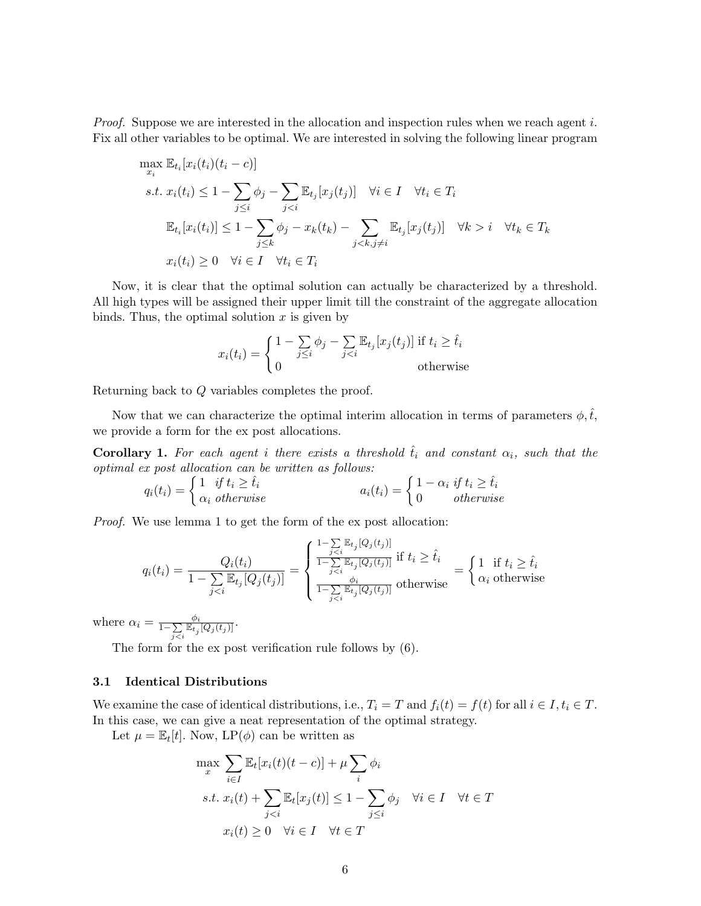*Proof.* Suppose we are interested in the allocation and inspection rules when we reach agent $i$. Fix all other variables to be optimal. We are interested in solving the following linear program

$$
\begin{aligned}
\max_{x_i}\ & \mathbb{E}_{t_i}[x_i(t_i)(t_i - c)] \\
s.t.\ & x_i(t_i) \leq 1 - \sum_{j \leq i} \phi_j - \sum_{j<i} \mathbb{E}_{t_j}[x_j(t_j)] \quad \forall i \in I \quad \forall t_i \in T_i \\
& \mathbb{E}_{t_i}[x_i(t_i)] \leq 1 - \sum_{j \leq k} \phi_j - x_k(t_k) - \sum_{j<k, j \neq i} \mathbb{E}_{t_j}[x_j(t_j)] \quad \forall k > i \quad \forall t_k \in T_k \\
& x_i(t_i) \geq 0 \quad \forall i \in I \quad \forall t_i \in T_i
\end{aligned}
$$

Now, it is clear that the optimal solution can actually be characterized by a threshold. All high types will be assigned their upper limit till the constraint of the aggregate allocation binds. Thus, the optimal solution $x$ is given by

$$
x_i(t_i) = \begin{cases} 1 - \sum\limits_{j \leq i} \phi_j - \sum\limits_{j<i} \mathbb{E}_{t_j}[x_j(t_j)] & \text{if } t_i \geq \hat{t}_i \\ 0 & \text{otherwise} \end{cases}
$$

Returning back to $Q$ variables completes the proof.

Now that we can characterize the optimal interim allocation in terms of parameters $\phi, \hat{t}$, we provide a form for the ex post allocations.

**Corollary 1.** *For each agent $i$ there exists a threshold $\hat{t}_i$ and constant $\alpha_i$, such that the optimal ex post allocation can be written as follows:*

$$
q_i(t_i) = \begin{cases} 1 & \text{if } t_i \geq \hat{t}_i \\ \alpha_i & \text{otherwise} \end{cases} \qquad a_i(t_i) = \begin{cases} 1 - \alpha_i & \text{if } t_i \geq \hat{t}_i \\ 0 & \text{otherwise} \end{cases}
$$

*Proof.* We use lemma 1 to get the form of the ex post allocation:

$$
q_i(t_i) = \frac{Q_i(t_i)}{1 - \sum\limits_{j<i} \mathbb{E}_{t_j}[Q_j(t_j)]} = \begin{cases} \frac{1 - \sum_{j<i} \mathbb{E}_{t_j}[Q_j(t_j)]}{1 - \sum_{j<i} \mathbb{E}_{t_j}[Q_j(t_j)]} & \text{if } t_i \geq \hat{t}_i \\ \frac{\phi_i}{1 - \sum_{j<i} \mathbb{E}_{t_j}[Q_j(t_j)]} & \text{otherwise} \end{cases} = \begin{cases} 1 & \text{if } t_i \geq \hat{t}_i \\ \alpha_i & \text{otherwise} \end{cases}
$$

where $\alpha_i = \frac{\phi_i}{1 - \sum_{j<i} \mathbb{E}_{t_j}[Q_j(t_j)]}$.

The form for the ex post verification rule follows by (6).

### 3.1 Identical Distributions

We examine the case of identical distributions, i.e., $T_i = T$ and $f_i(t) = f(t)$ for all $i \in I, t_i \in T$. In this case, we can give a neat representation of the optimal strategy.

Let $\mu = \mathbb{E}_t[t]$. Now, LP($\phi$) can be written as

$$
\begin{aligned}
\max_{x}\ & \sum_{i \in I} \mathbb{E}_t[x_i(t)(t - c)] + \mu \sum_i \phi_i \\
s.t.\ & x_i(t) + \sum_{j<i} \mathbb{E}_t[x_j(t)] \leq 1 - \sum_{j \leq i} \phi_j \quad \forall i \in I \quad \forall t \in T \\
& x_i(t) \geq 0 \quad \forall i \in I \quad \forall t \in T
\end{aligned}
$$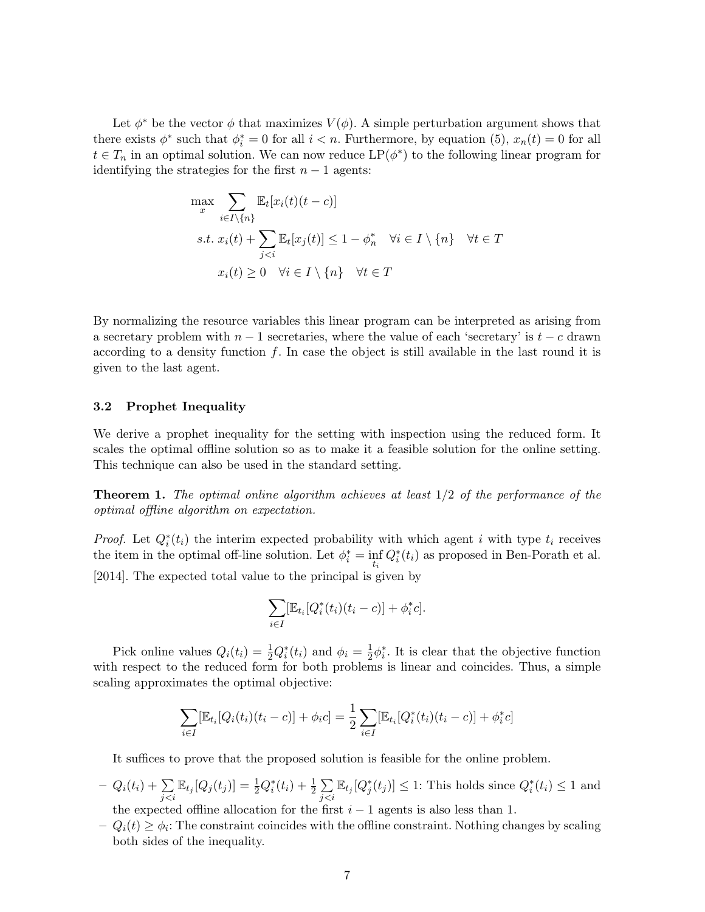Let $\phi^*$ be the vector $\phi$ that maximizes $V(\phi)$. A simple perturbation argument shows that there exists $\phi^*$ such that $\phi_i^* = 0$ for all $i < n$. Furthermore, by equation (5), $x_n(t) = 0$ for all $t \in T_n$ in an optimal solution. We can now reduce LP($\phi^*$) to the following linear program for identifying the strategies for the first $n-1$ agents:

$$
\begin{aligned}
\max_x \quad & \sum_{i \in I \setminus \{n\}} \mathbb{E}_t[x_i(t)(t-c)] \\
s.t. \quad & x_i(t) + \sum_{j<i} \mathbb{E}_t[x_j(t)] \leq 1 - \phi_n^* \quad \forall i \in I \setminus \{n\} \quad \forall t \in T \\
& x_i(t) \geq 0 \quad \forall i \in I \setminus \{n\} \quad \forall t \in T
\end{aligned}
$$

By normalizing the resource variables this linear program can be interpreted as arising from a secretary problem with $n-1$ secretaries, where the value of each 'secretary' is $t-c$ drawn according to a density function $f$. In case the object is still available in the last round it is given to the last agent.

### 3.2 Prophet Inequality

We derive a prophet inequality for the setting with inspection using the reduced form. It scales the optimal offline solution so as to make it a feasible solution for the online setting. This technique can also be used in the standard setting.

**Theorem 1.** *The optimal online algorithm achieves at least $1/2$ of the performance of the optimal offline algorithm on expectation.*

*Proof.* Let $Q_i^*(t_i)$ the interim expected probability with which agent $i$ with type $t_i$ receives the item in the optimal off-line solution. Let $\phi_i^* = \inf_{t_i} Q_i^*(t_i)$ as proposed in Ben-Porath et al. [2014]. The expected total value to the principal is given by

$$
\sum_{i \in I} [\mathbb{E}_{t_i}[Q_i^*(t_i)(t_i - c)] + \phi_i^* c].
$$

Pick online values $Q_i(t_i) = \frac{1}{2} Q_i^*(t_i)$ and $\phi_i = \frac{1}{2}\phi_i^*$. It is clear that the objective function with respect to the reduced form for both problems is linear and coincides. Thus, a simple scaling approximates the optimal objective:

$$
\sum_{i \in I} [\mathbb{E}_{t_i}[Q_i(t_i)(t_i - c)] + \phi_i c] = \frac{1}{2} \sum_{i \in I} [\mathbb{E}_{t_i}[Q_i^*(t_i)(t_i - c)] + \phi_i^* c]
$$

It suffices to prove that the proposed solution is feasible for the online problem.

- $Q_i(t_i) + \sum_{j<i} \mathbb{E}_{t_j}[Q_j(t_j)] = \frac{1}{2} Q_i^*(t_i) + \frac{1}{2} \sum_{j<i} \mathbb{E}_{t_j}[Q_j^*(t_j)] \leq 1$: This holds since $Q_i^*(t_i) \leq 1$ and the expected offline allocation for the first $i-1$ agents is also less than 1.
- $Q_i(t) \geq \phi_i$: The constraint coincides with the offline constraint. Nothing changes by scaling both sides of the inequality.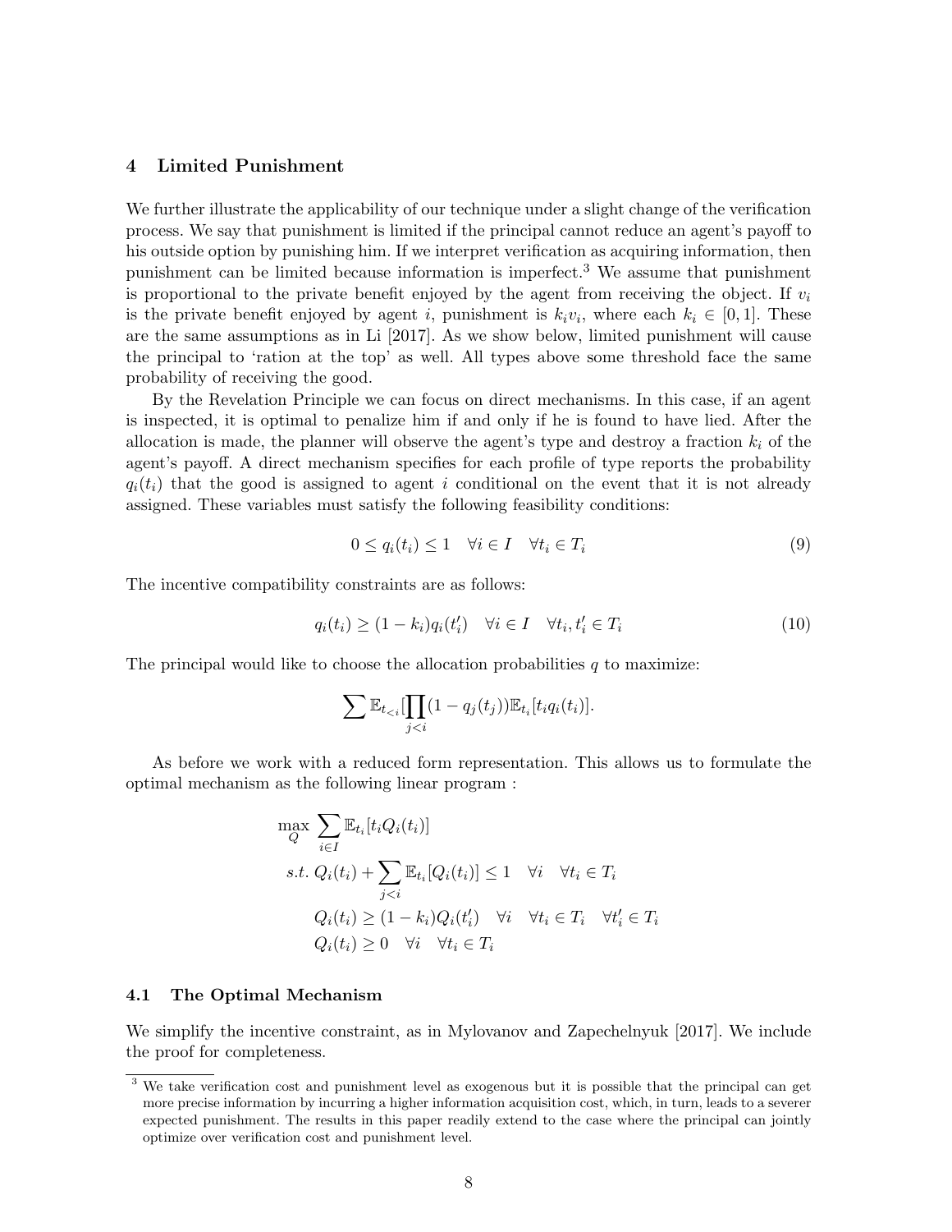## 4 Limited Punishment

We further illustrate the applicability of our technique under a slight change of the verification process. We say that punishment is limited if the principal cannot reduce an agent's payoff to his outside option by punishing him. If we interpret verification as acquiring information, then punishment can be limited because information is imperfect.[3] We assume that punishment is proportional to the private benefit enjoyed by the agent from receiving the object. If $v_i$ is the private benefit enjoyed by agent $i$, punishment is $k_i v_i$, where each $k_i \in [0, 1]$. These are the same assumptions as in Li [2017]. As we show below, limited punishment will cause the principal to 'ration at the top' as well. All types above some threshold face the same probability of receiving the good.

By the Revelation Principle we can focus on direct mechanisms. In this case, if an agent is inspected, it is optimal to penalize him if and only if he is found to have lied. After the allocation is made, the planner will observe the agent's type and destroy a fraction $k_i$ of the agent's payoff. A direct mechanism specifies for each profile of type reports the probability $q_i(t_i)$ that the good is assigned to agent $i$ conditional on the event that it is not already assigned. These variables must satisfy the following feasibility conditions:

$$0 \leq q_i(t_i) \leq 1 \quad \forall i \in I \quad \forall t_i \in T_i \tag{9}$$

The incentive compatibility constraints are as follows:

$$q_i(t_i) \geq (1 - k_i) q_i(t_i') \quad \forall i \in I \quad \forall t_i, t_i' \in T_i \tag{10}$$

The principal would like to choose the allocation probabilities $q$ to maximize:

$$\sum \mathbb{E}_{t_{<i}}[\prod_{j<i}(1 - q_j(t_j))\mathbb{E}_{t_i}[t_i q_i(t_i)].$$

As before we work with a reduced form representation. This allows us to formulate the optimal mechanism as the following linear program :

$$\begin{aligned}
\max_{Q} \; & \sum_{i \in I} \mathbb{E}_{t_i}[t_i Q_i(t_i)] \\
s.t. \; & Q_i(t_i) + \sum_{j<i} \mathbb{E}_{t_i}[Q_i(t_i)] \leq 1 \quad \forall i \quad \forall t_i \in T_i \\
& Q_i(t_i) \geq (1 - k_i) Q_i(t_i') \quad \forall i \quad \forall t_i \in T_i \quad \forall t_i' \in T_i \\
& Q_i(t_i) \geq 0 \quad \forall i \quad \forall t_i \in T_i
\end{aligned}$$

### 4.1 The Optimal Mechanism

We simplify the incentive constraint, as in Mylovanov and Zapechelnyuk [2017]. We include the proof for completeness.

[3] We take verification cost and punishment level as exogenous but it is possible that the principal can get more precise information by incurring a higher information acquisition cost, which, in turn, leads to a severer expected punishment. The results in this paper readily extend to the case where the principal can jointly optimize over verification cost and punishment level.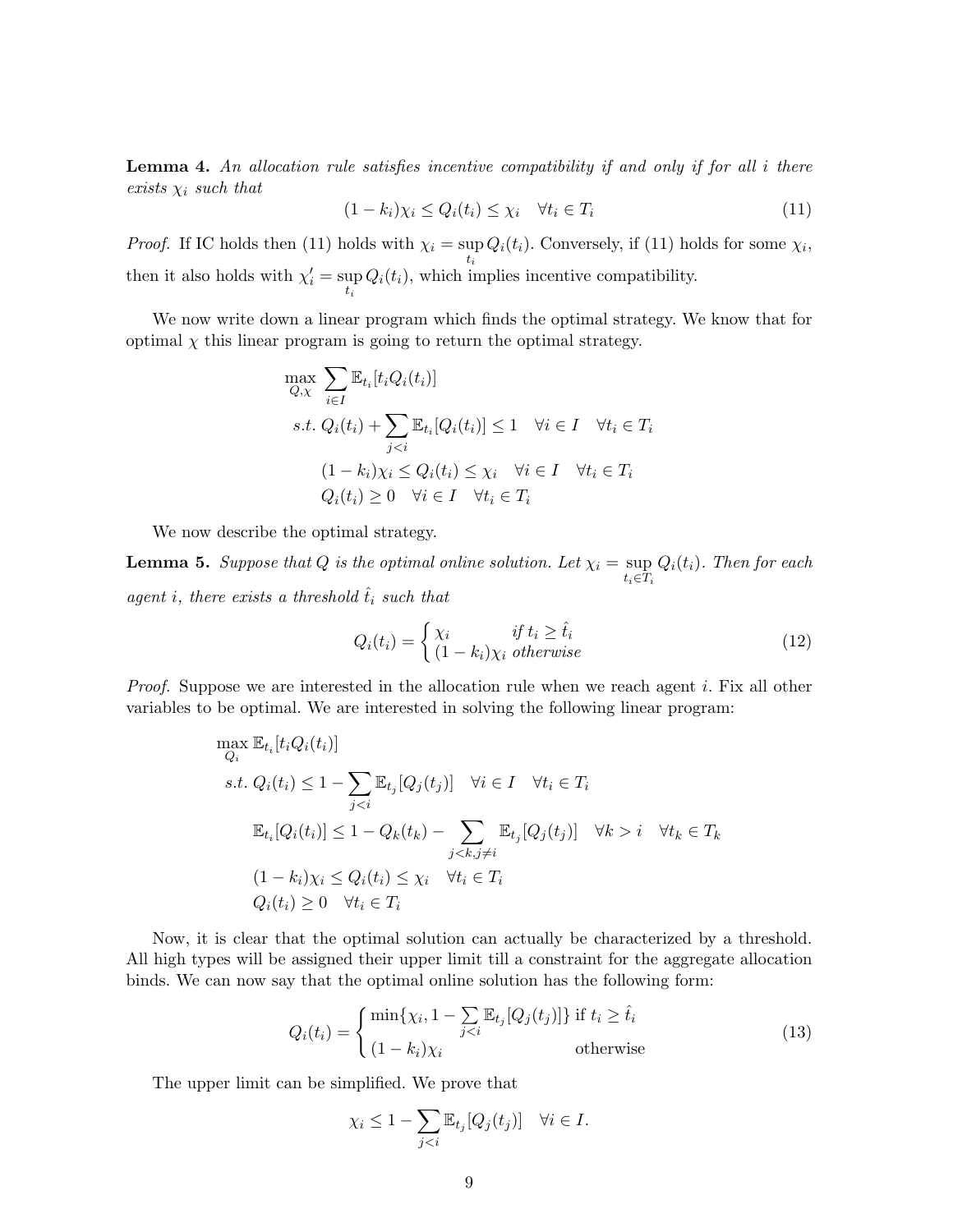**Lemma 4.** *An allocation rule satisfies incentive compatibility if and only if for all $i$ there exists $\chi_i$ such that*

$$(1-k_i)\chi_i \leq Q_i(t_i) \leq \chi_i \quad \forall t_i \in T_i \tag{11}$$

*Proof.* If IC holds then (11) holds with $\chi_i = \sup_{t_i} Q_i(t_i)$. Conversely, if (11) holds for some $\chi_i$, then it also holds with $\chi_i' = \sup_{t_i} Q_i(t_i)$, which implies incentive compatibility.

We now write down a linear program which finds the optimal strategy. We know that for optimal $\chi$ this linear program is going to return the optimal strategy.

$$
\begin{aligned}
\max_{Q,\chi} \ & \sum_{i \in I} \mathbb{E}_{t_i}[t_i Q_i(t_i)] \\
s.t.\ & Q_i(t_i) + \sum_{j<i} \mathbb{E}_{t_i}[Q_i(t_i)] \leq 1 \quad \forall i \in I \quad \forall t_i \in T_i \\
& (1-k_i)\chi_i \leq Q_i(t_i) \leq \chi_i \quad \forall i \in I \quad \forall t_i \in T_i \\
& Q_i(t_i) \geq 0 \quad \forall i \in I \quad \forall t_i \in T_i
\end{aligned}
$$

We now describe the optimal strategy.

**Lemma 5.** *Suppose that $Q$ is the optimal online solution. Let $\chi_i = \sup_{t_i \in T_i} Q_i(t_i)$. Then for each agent $i$, there exists a threshold $\hat{t}_i$ such that*

$$Q_i(t_i) = \begin{cases} \chi_i & \text{if } t_i \geq \hat{t}_i \\ (1-k_i)\chi_i & \text{otherwise} \end{cases} \tag{12}$$

*Proof.* Suppose we are interested in the allocation rule when we reach agent $i$. Fix all other variables to be optimal. We are interested in solving the following linear program:

$$
\begin{aligned}
\max_{Q_i} \ & \mathbb{E}_{t_i}[t_i Q_i(t_i)] \\
s.t.\ & Q_i(t_i) \leq 1 - \sum_{j<i} \mathbb{E}_{t_j}[Q_j(t_j)] \quad \forall i \in I \quad \forall t_i \in T_i \\
& \mathbb{E}_{t_i}[Q_i(t_i)] \leq 1 - Q_k(t_k) - \sum_{j<k, j\neq i} \mathbb{E}_{t_j}[Q_j(t_j)] \quad \forall k > i \quad \forall t_k \in T_k \\
& (1-k_i)\chi_i \leq Q_i(t_i) \leq \chi_i \quad \forall t_i \in T_i \\
& Q_i(t_i) \geq 0 \quad \forall t_i \in T_i
\end{aligned}
$$

Now, it is clear that the optimal solution can actually be characterized by a threshold. All high types will be assigned their upper limit till a constraint for the aggregate allocation binds. We can now say that the optimal online solution has the following form:

$$Q_i(t_i) = \begin{cases} \min\{\chi_i, 1 - \sum_{j<i} \mathbb{E}_{t_j}[Q_j(t_j)]\} & \text{if } t_i \geq \hat{t}_i \\ (1-k_i)\chi_i & \text{otherwise} \end{cases} \tag{13}$$

The upper limit can be simplified. We prove that

$$\chi_i \leq 1 - \sum_{j<i} \mathbb{E}_{t_j}[Q_j(t_j)] \quad \forall i \in I.$$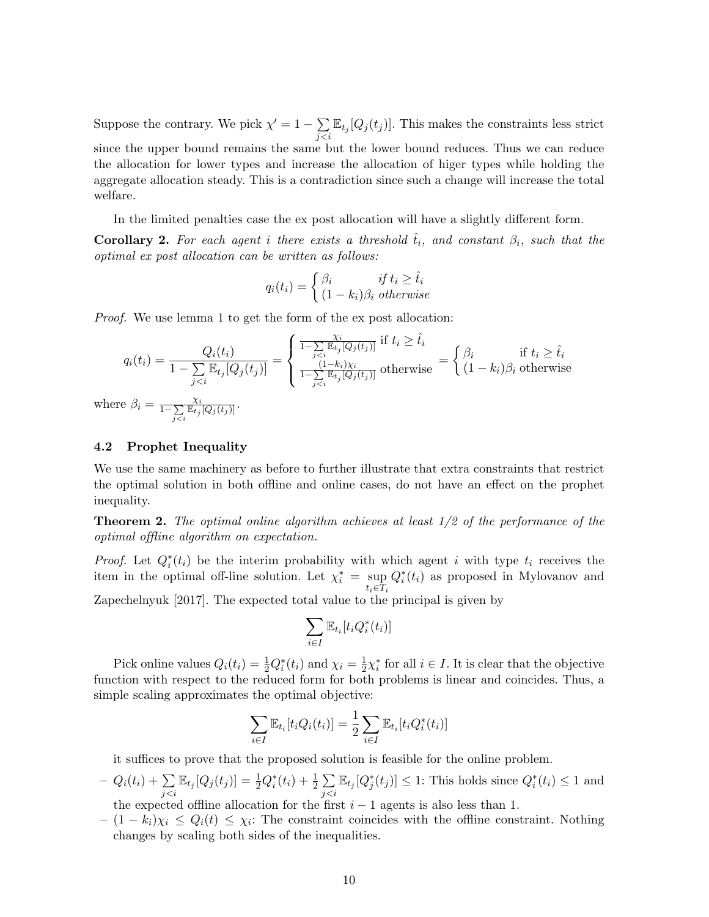Suppose the contrary. We pick $\chi' = 1 - \sum_{j<i} \mathbb{E}_{t_j}[Q_j(t_j)]$. This makes the constraints less strict since the upper bound remains the same but the lower bound reduces. Thus we can reduce the allocation for lower types and increase the allocation of higer types while holding the aggregate allocation steady. This is a contradiction since such a change will increase the total welfare.

In the limited penalties case the ex post allocation will have a slightly different form.

**Corollary 2.** *For each agent $i$ there exists a threshold $\hat{t}_i$, and constant $\beta_i$, such that the optimal ex post allocation can be written as follows:*

$$q_i(t_i) = \begin{cases} \beta_i & \text{if } t_i \geq \hat{t}_i \\ (1-k_i)\beta_i & \text{otherwise} \end{cases}$$

*Proof.* We use lemma 1 to get the form of the ex post allocation:

$$q_i(t_i) = \frac{Q_i(t_i)}{1 - \sum_{j<i} \mathbb{E}_{t_j}[Q_j(t_j)]} = \begin{cases} \frac{\chi_i}{1 - \sum_{j<i} \mathbb{E}_{t_j}[Q_j(t_j)]} & \text{if } t_i \geq \hat{t}_i \\ \frac{(1-k_i)\chi_i}{1 - \sum_{j<i} \mathbb{E}_{t_j}[Q_j(t_j)]} & \text{otherwise} \end{cases} = \begin{cases} \beta_i & \text{if } t_i \geq \hat{t}_i \\ (1-k_i)\beta_i & \text{otherwise} \end{cases}$$

where $\beta_i = \frac{\chi_i}{1 - \sum_{j<i} \mathbb{E}_{t_j}[Q_j(t_j)]}$.

### 4.2 Prophet Inequality

We use the same machinery as before to further illustrate that extra constraints that restrict the optimal solution in both offline and online cases, do not have an effect on the prophet inequality.

**Theorem 2.** *The optimal online algorithm achieves at least 1/2 of the performance of the optimal offline algorithm on expectation.*

*Proof.* Let $Q_i^*(t_i)$ be the interim probability with which agent $i$ with type $t_i$ receives the item in the optimal off-line solution. Let $\chi_i^* = \sup_{t_i \in T_i} Q_i^*(t_i)$ as proposed in Mylovanov and Zapechelnyuk [2017]. The expected total value to the principal is given by

$$\sum_{i \in I} \mathbb{E}_{t_i}[t_i Q_i^*(t_i)]$$

Pick online values $Q_i(t_i) = \frac{1}{2} Q_i^*(t_i)$ and $\chi_i = \frac{1}{2}\chi_i^*$ for all $i \in I$. It is clear that the objective function with respect to the reduced form for both problems is linear and coincides. Thus, a simple scaling approximates the optimal objective:

$$\sum_{i \in I} \mathbb{E}_{t_i}[t_i Q_i(t_i)] = \frac{1}{2} \sum_{i \in I} \mathbb{E}_{t_i}[t_i Q_i^*(t_i)]$$

it suffices to prove that the proposed solution is feasible for the online problem.

- $Q_i(t_i) + \sum_{j<i} \mathbb{E}_{t_j}[Q_j(t_j)] = \frac{1}{2} Q_i^*(t_i) + \frac{1}{2} \sum_{j<i} \mathbb{E}_{t_j}[Q_j^*(t_j)] \leq 1$: This holds since $Q_i^*(t_i) \leq 1$ and the expected offline allocation for the first $i-1$ agents is also less than 1.
- $(1-k_i)\chi_i \leq Q_i(t) \leq \chi_i$: The constraint coincides with the offline constraint. Nothing changes by scaling both sides of the inequalities.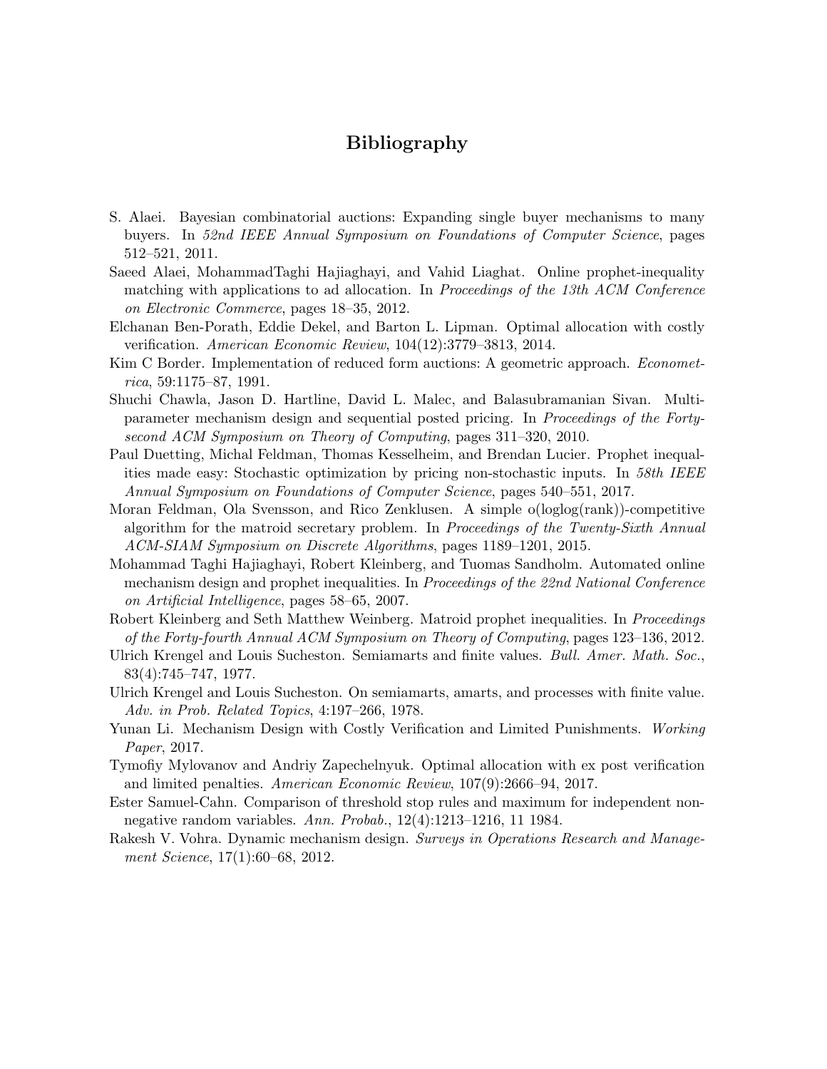# Bibliography

S. Alaei. Bayesian combinatorial auctions: Expanding single buyer mechanisms to many buyers. In *52nd IEEE Annual Symposium on Foundations of Computer Science*, pages 512–521, 2011.

Saeed Alaei, MohammadTaghi Hajiaghayi, and Vahid Liaghat. Online prophet-inequality matching with applications to ad allocation. In *Proceedings of the 13th ACM Conference on Electronic Commerce*, pages 18–35, 2012.

Elchanan Ben-Porath, Eddie Dekel, and Barton L. Lipman. Optimal allocation with costly verification. *American Economic Review*, 104(12):3779–3813, 2014.

Kim C Border. Implementation of reduced form auctions: A geometric approach. *Econometrica*, 59:1175–87, 1991.

Shuchi Chawla, Jason D. Hartline, David L. Malec, and Balasubramanian Sivan. Multi-parameter mechanism design and sequential posted pricing. In *Proceedings of the Forty-second ACM Symposium on Theory of Computing*, pages 311–320, 2010.

Paul Duetting, Michal Feldman, Thomas Kesselheim, and Brendan Lucier. Prophet inequalities made easy: Stochastic optimization by pricing non-stochastic inputs. In *58th IEEE Annual Symposium on Foundations of Computer Science*, pages 540–551, 2017.

Moran Feldman, Ola Svensson, and Rico Zenklusen. A simple o(loglog(rank))-competitive algorithm for the matroid secretary problem. In *Proceedings of the Twenty-Sixth Annual ACM-SIAM Symposium on Discrete Algorithms*, pages 1189–1201, 2015.

Mohammad Taghi Hajiaghayi, Robert Kleinberg, and Tuomas Sandholm. Automated online mechanism design and prophet inequalities. In *Proceedings of the 22nd National Conference on Artificial Intelligence*, pages 58–65, 2007.

Robert Kleinberg and Seth Matthew Weinberg. Matroid prophet inequalities. In *Proceedings of the Forty-fourth Annual ACM Symposium on Theory of Computing*, pages 123–136, 2012.

Ulrich Krengel and Louis Sucheston. Semiamarts and finite values. *Bull. Amer. Math. Soc.*, 83(4):745–747, 1977.

Ulrich Krengel and Louis Sucheston. On semiamarts, amarts, and processes with finite value. *Adv. in Prob. Related Topics*, 4:197–266, 1978.

Yunan Li. Mechanism Design with Costly Verification and Limited Punishments. *Working Paper*, 2017.

Tymofiy Mylovanov and Andriy Zapechelnyuk. Optimal allocation with ex post verification and limited penalties. *American Economic Review*, 107(9):2666–94, 2017.

Ester Samuel-Cahn. Comparison of threshold stop rules and maximum for independent nonnegative random variables. *Ann. Probab.*, 12(4):1213–1216, 11 1984.

Rakesh V. Vohra. Dynamic mechanism design. *Surveys in Operations Research and Management Science*, 17(1):60–68, 2012.